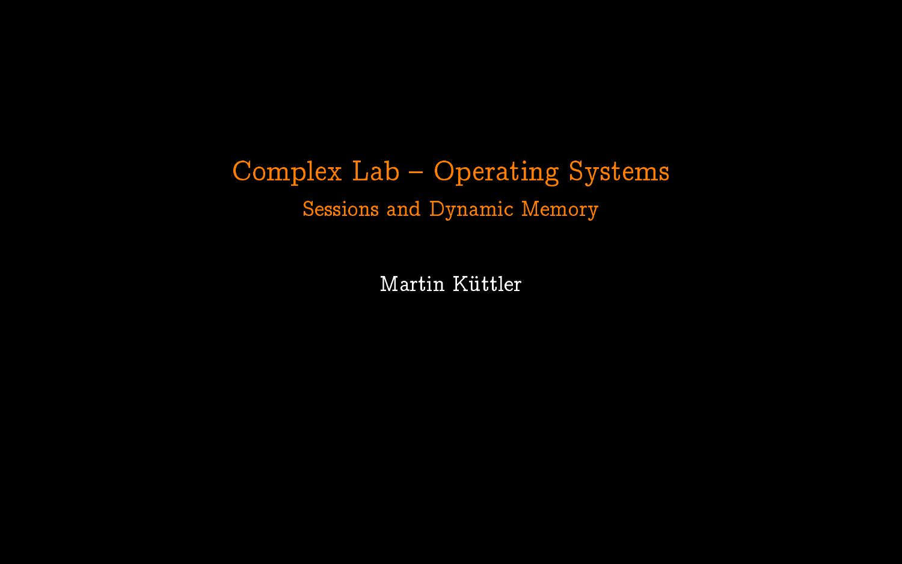# Complex Lab – Operating Systems

## Sessions and Dynamic Memory

Martin Küttler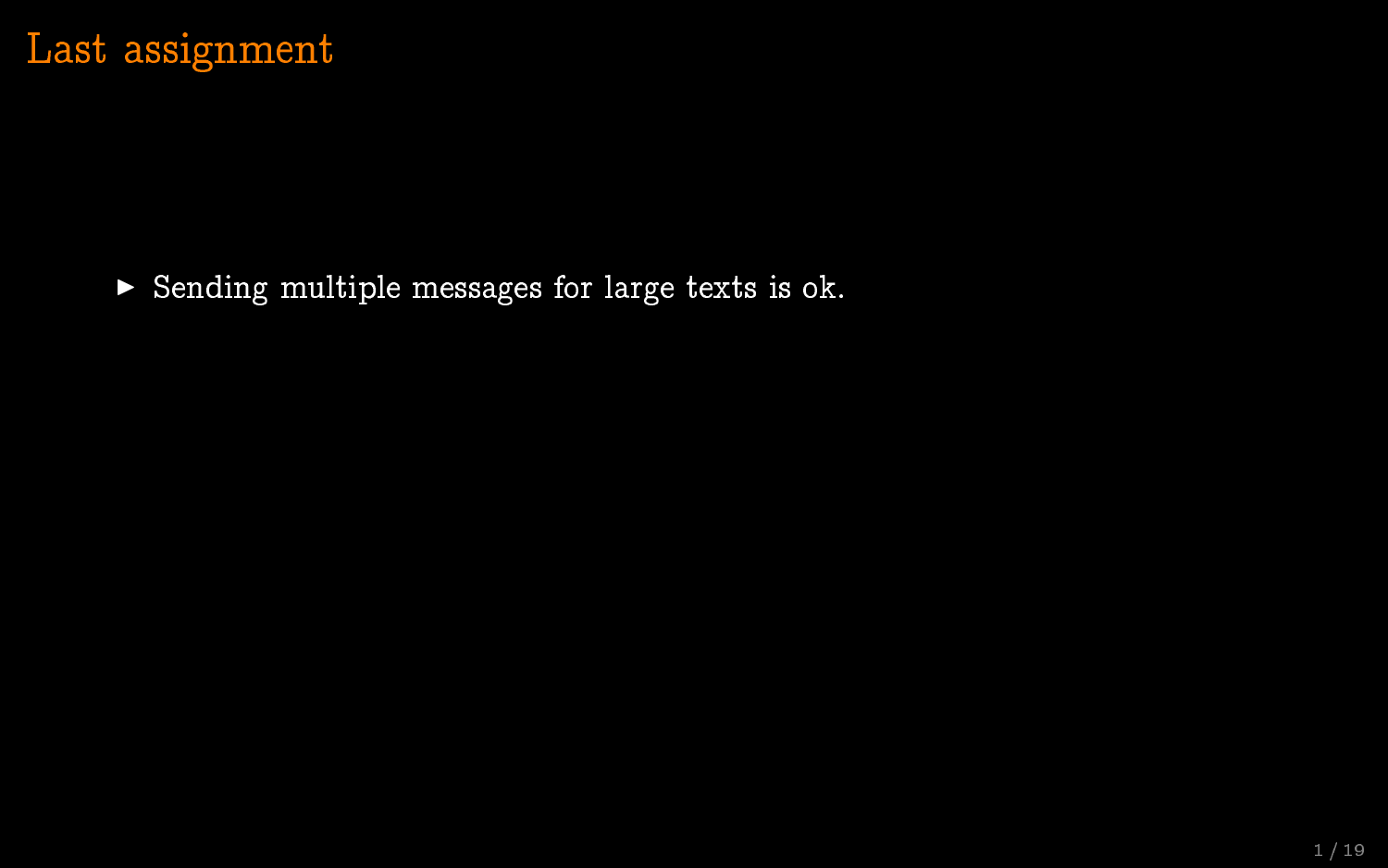# Last assignment

- Sending multiple messages for large texts is ok.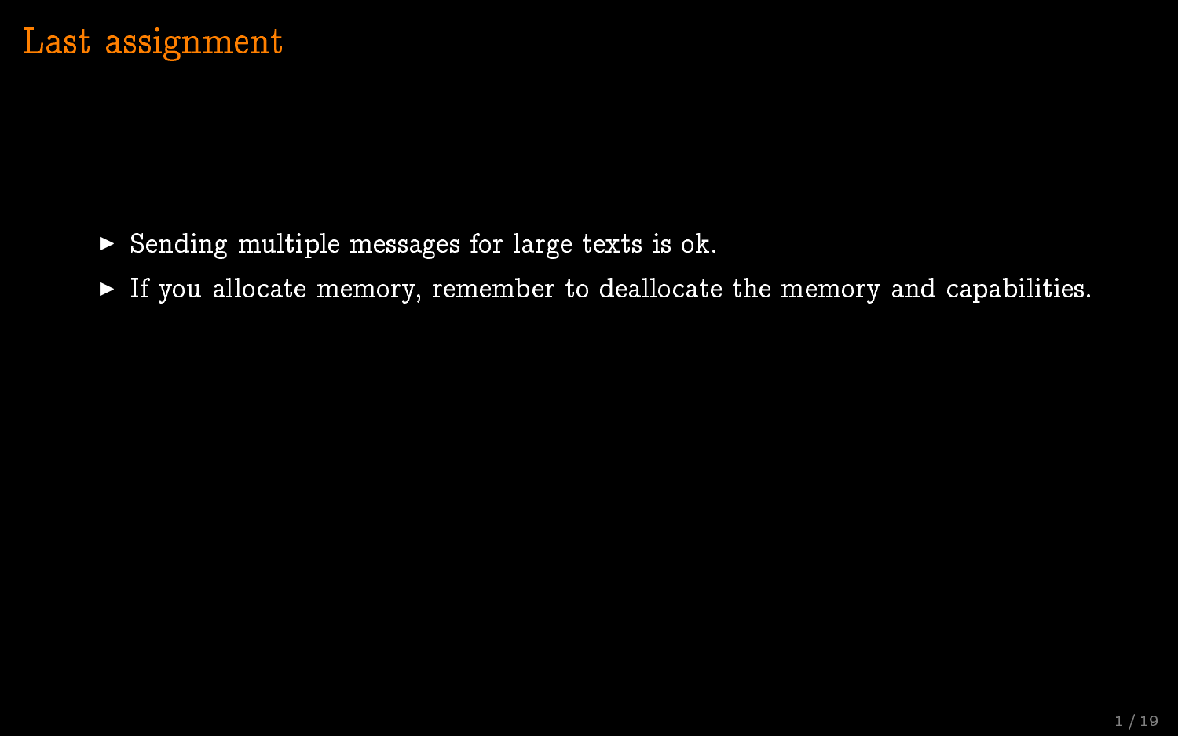# Last assignment

- Sending multiple messages for large texts is ok.
- If you allocate memory, remember to deallocate the memory and capabilities.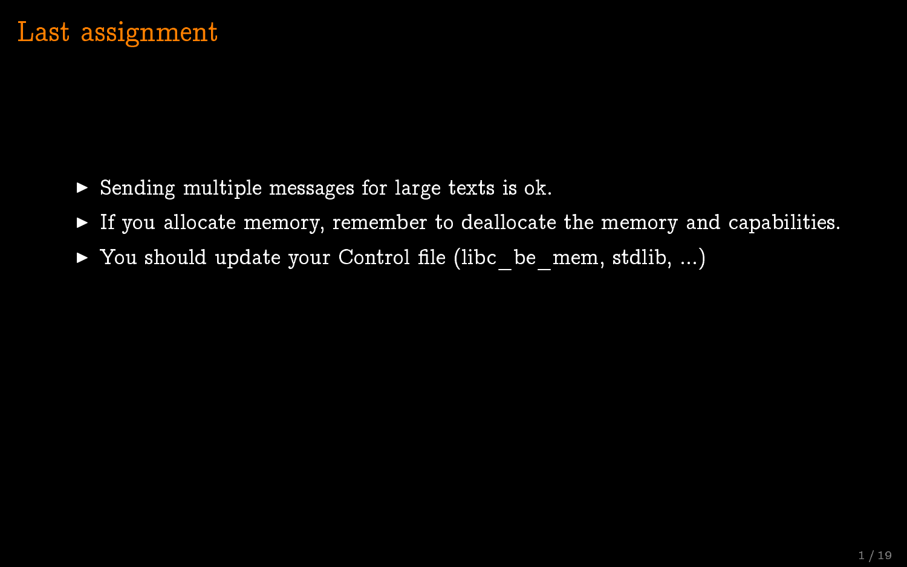# Last assignment

- Sending multiple messages for large texts is ok.
- If you allocate memory, remember to deallocate the memory and capabilities.
- You should update your Control file (libc_be_mem, stdlib, ...)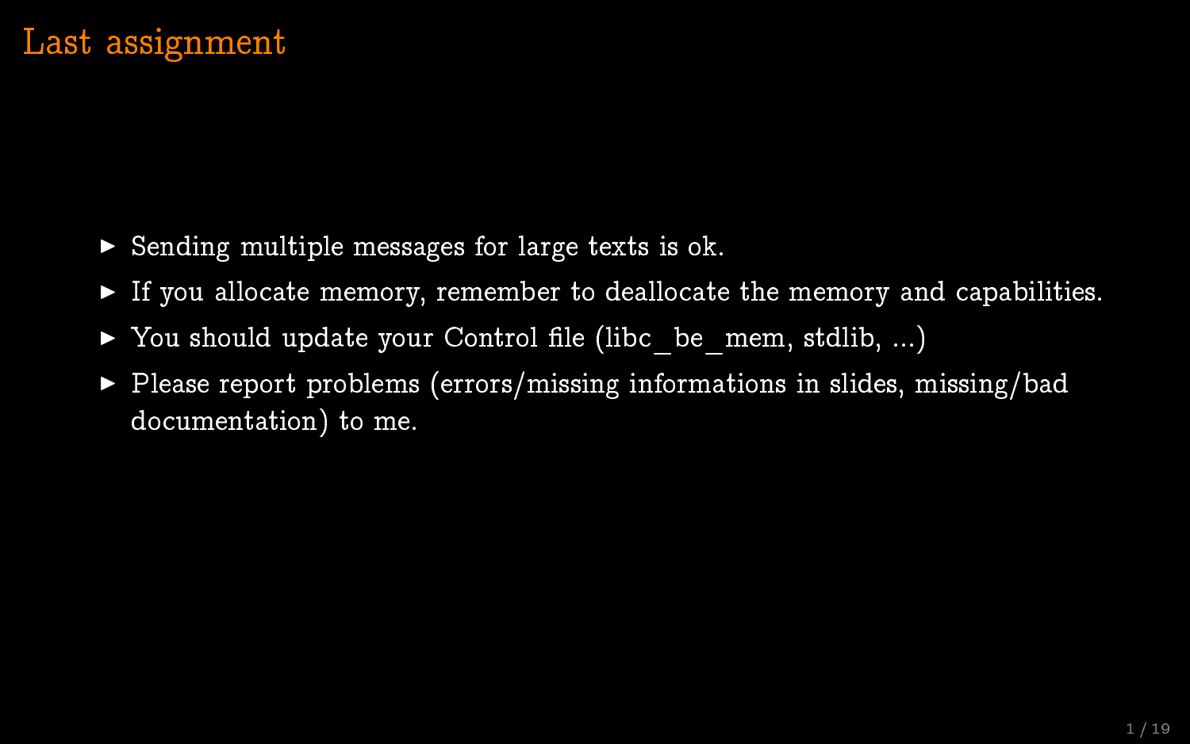# Last assignment

- Sending multiple messages for large texts is ok.
- If you allocate memory, remember to deallocate the memory and capabilities.
- You should update your Control file (libc_be_mem, stdlib, ...)
- Please report problems (errors/missing informations in slides, missing/bad documentation) to me.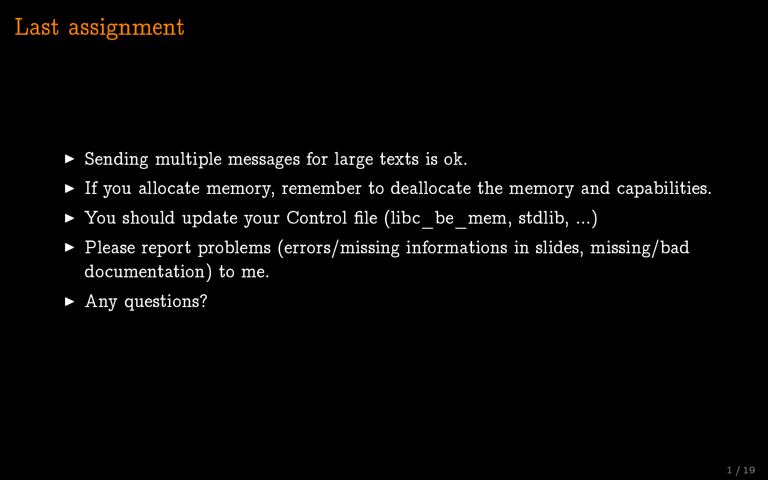# Last assignment

- Sending multiple messages for large texts is ok.
- If you allocate memory, remember to deallocate the memory and capabilities.
- You should update your Control file (libc_be_mem, stdlib, ...)
- Please report problems (errors/missing informations in slides, missing/bad documentation) to me.
- Any questions?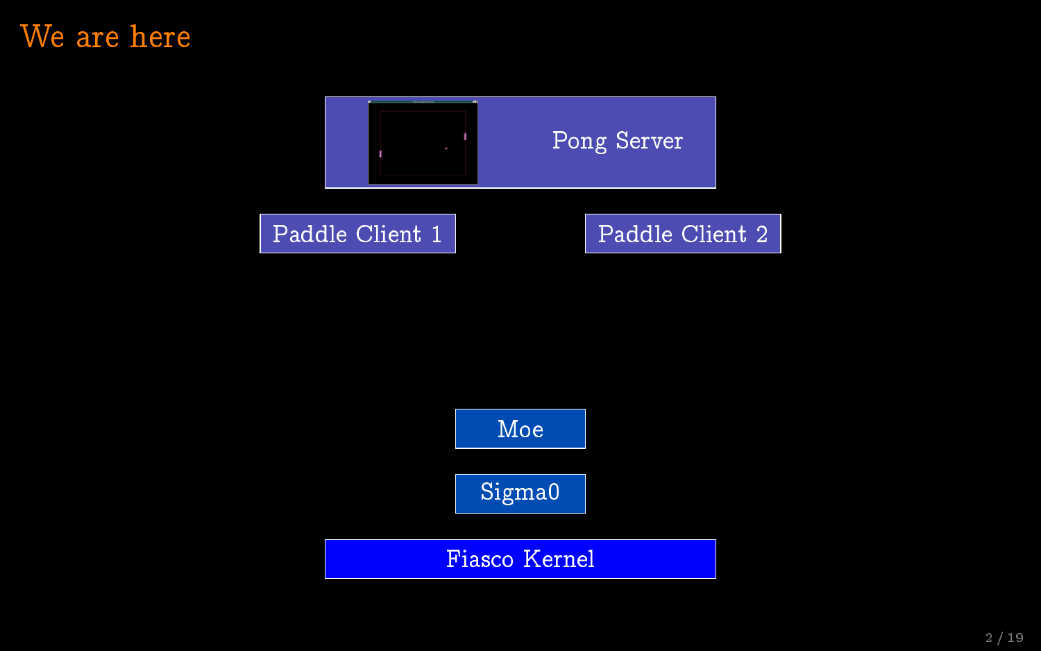# We are here

Pong Server

Paddle Client 1

Paddle Client 2

Moe

Sigma0

Fiasco Kernel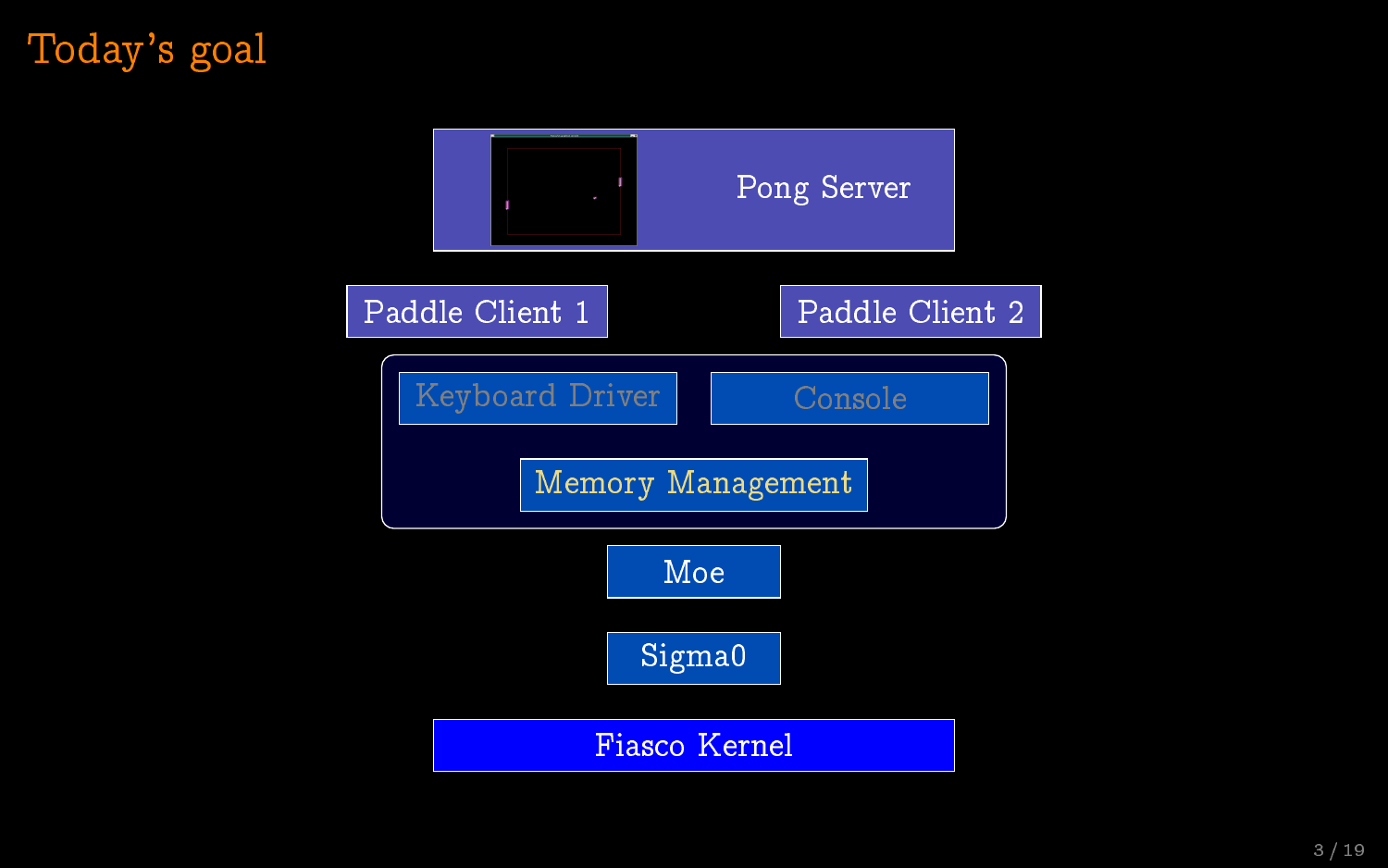# Today's goal

Pong Server

Paddle Client 1

Paddle Client 2

Keyboard Driver

Console

Memory Management

Moe

Sigma0

Fiasco Kernel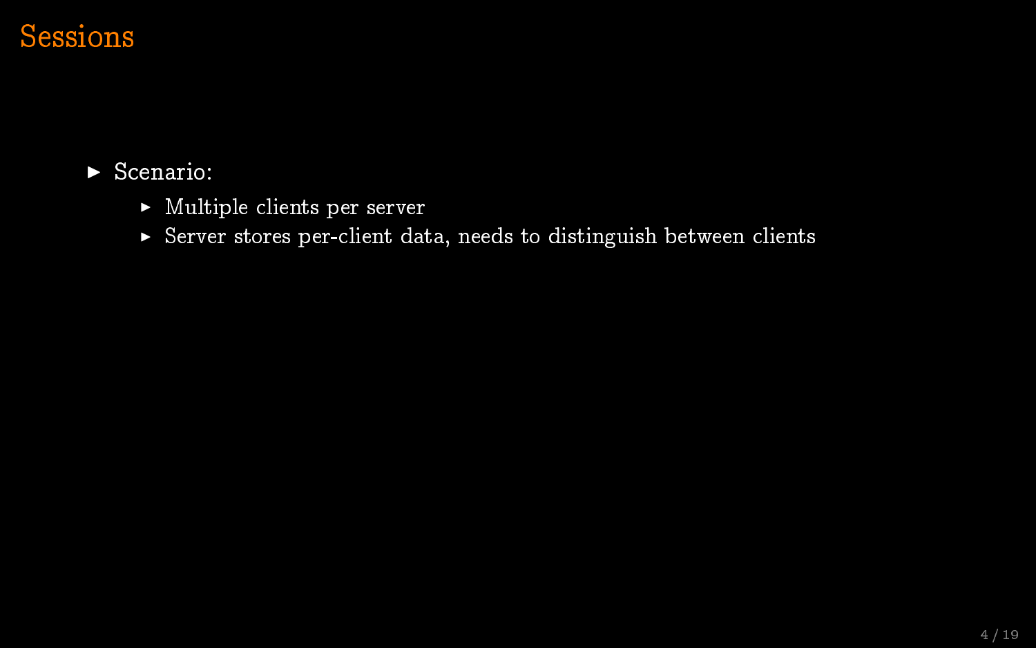# Sessions

- Scenario:
  - Multiple clients per server
  - Server stores per-client data, needs to distinguish between clients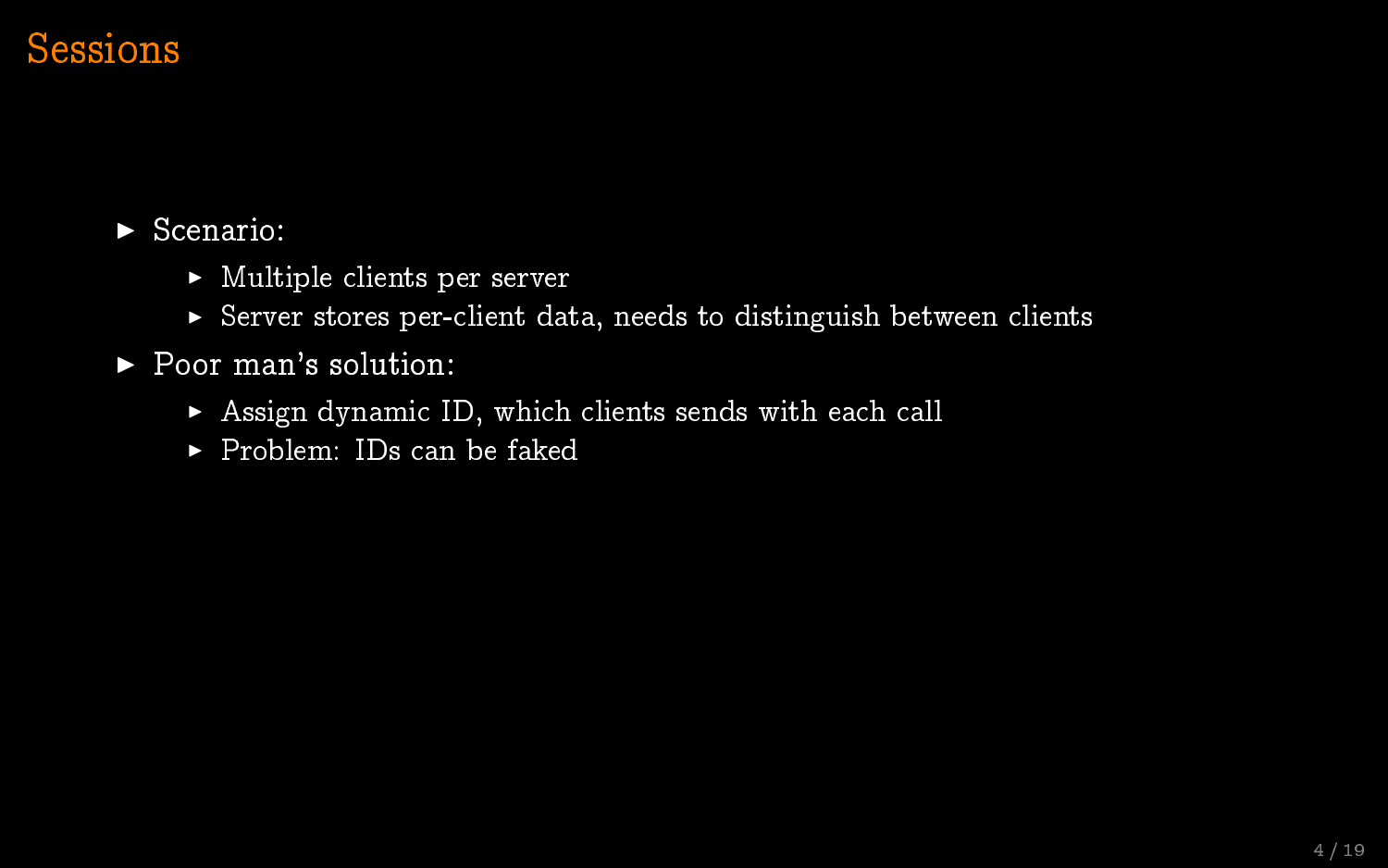# Sessions

- Scenario:
  - Multiple clients per server
  - Server stores per-client data, needs to distinguish between clients
- Poor man's solution:
  - Assign dynamic ID, which clients sends with each call
  - Problem: IDs can be faked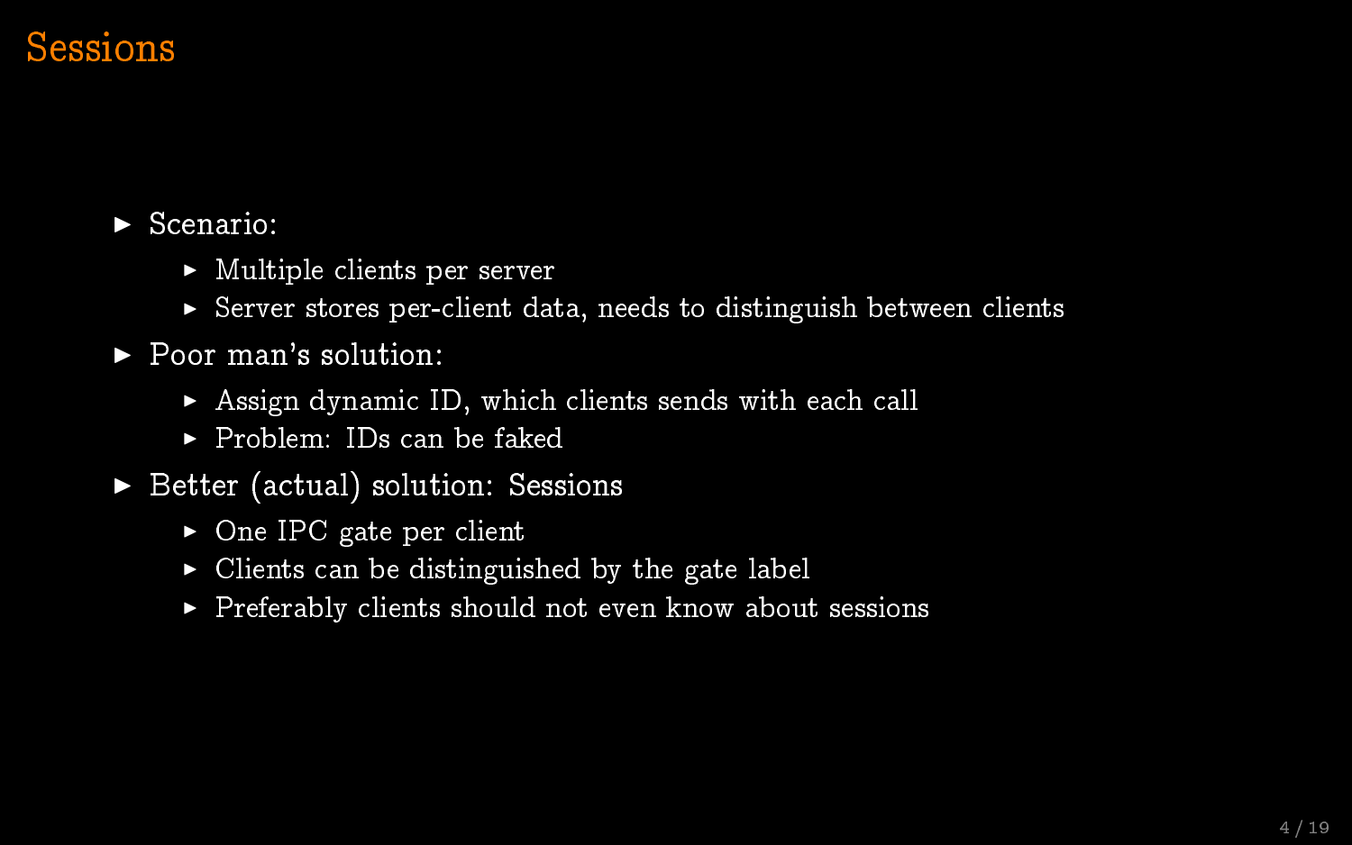# Sessions

- Scenario:
  - Multiple clients per server
  - Server stores per-client data, needs to distinguish between clients
- Poor man's solution:
  - Assign dynamic ID, which clients sends with each call
  - Problem: IDs can be faked
- Better (actual) solution: Sessions
  - One IPC gate per client
  - Clients can be distinguished by the gate label
  - Preferably clients should not even know about sessions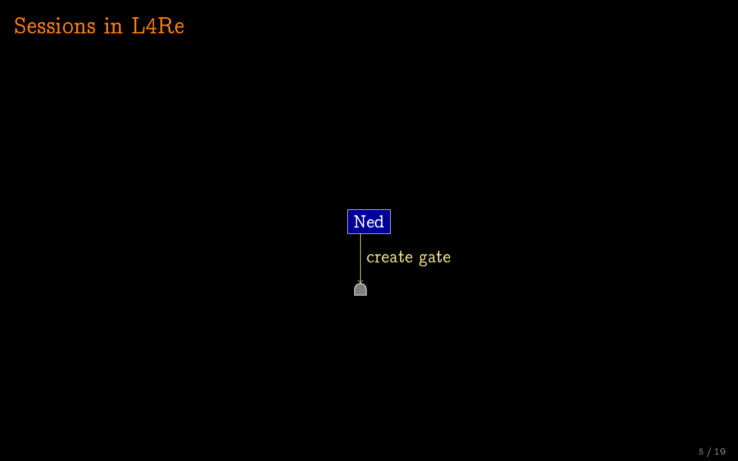# Sessions in L4Re

Ned

create gate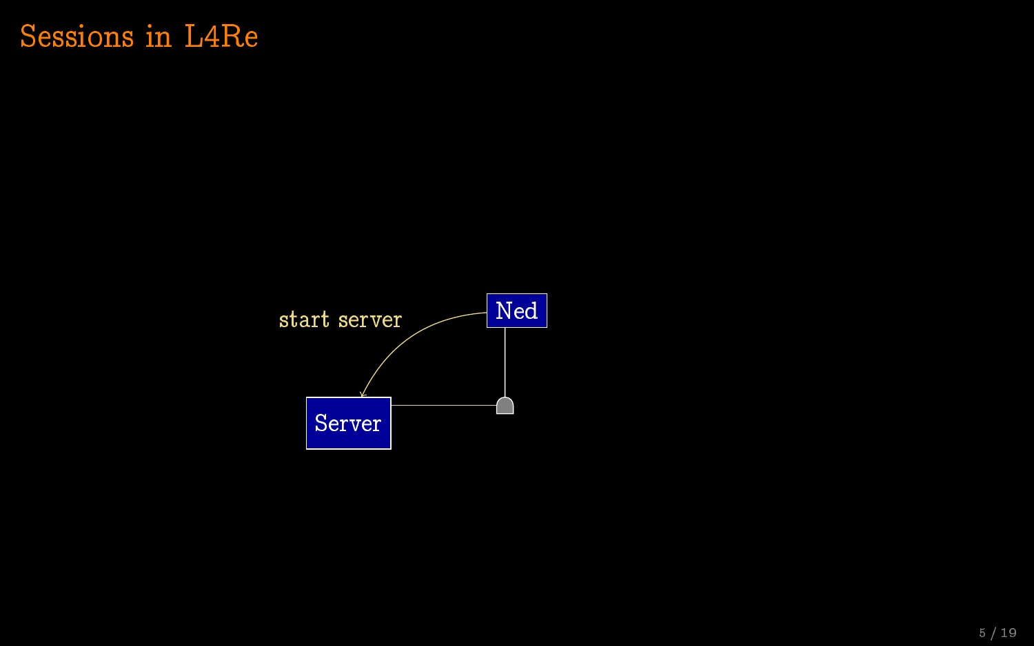# Sessions in L4Re

start server

Ned

Server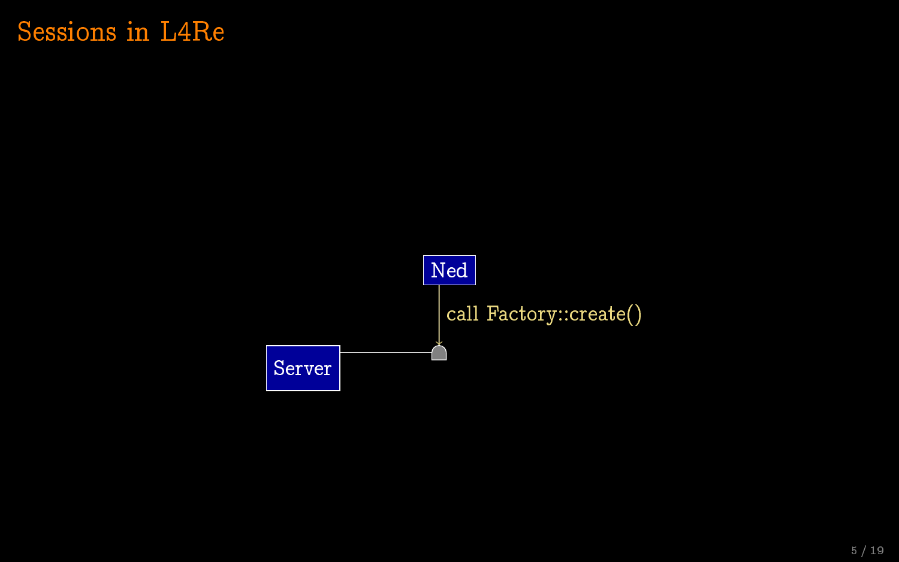# Sessions in L4Re

Ned

call Factory::create()

Server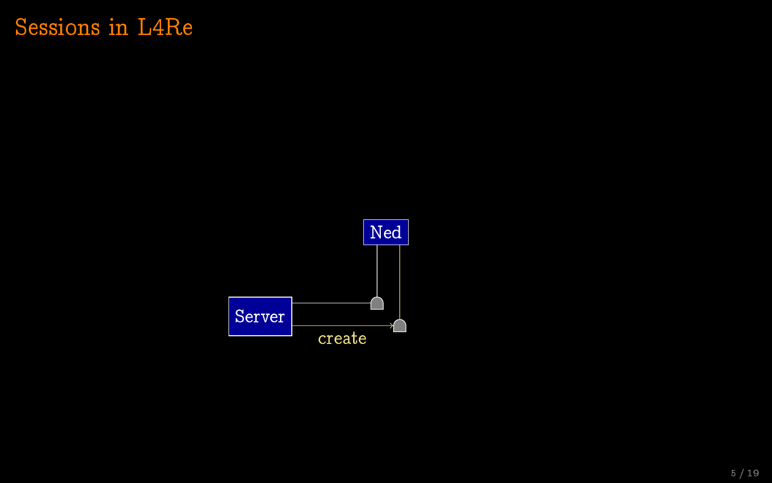# Sessions in L4Re

Ned

Server

create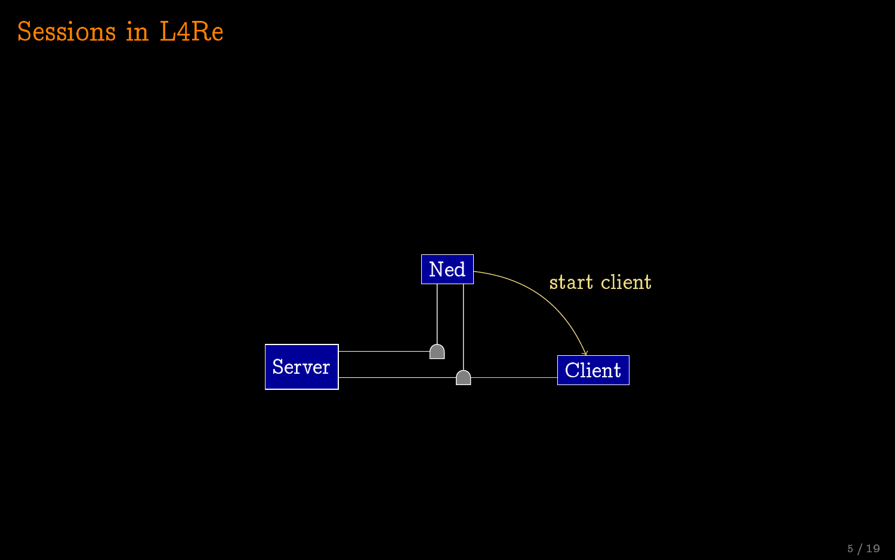# Sessions in L4Re

Ned

start client

Server

Client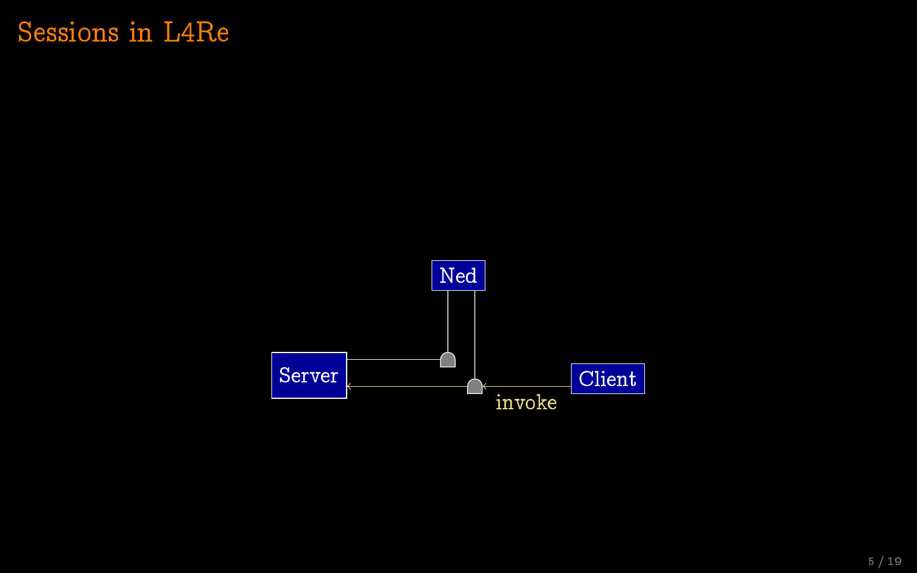# Sessions in L4Re

Ned

Server

Client

invoke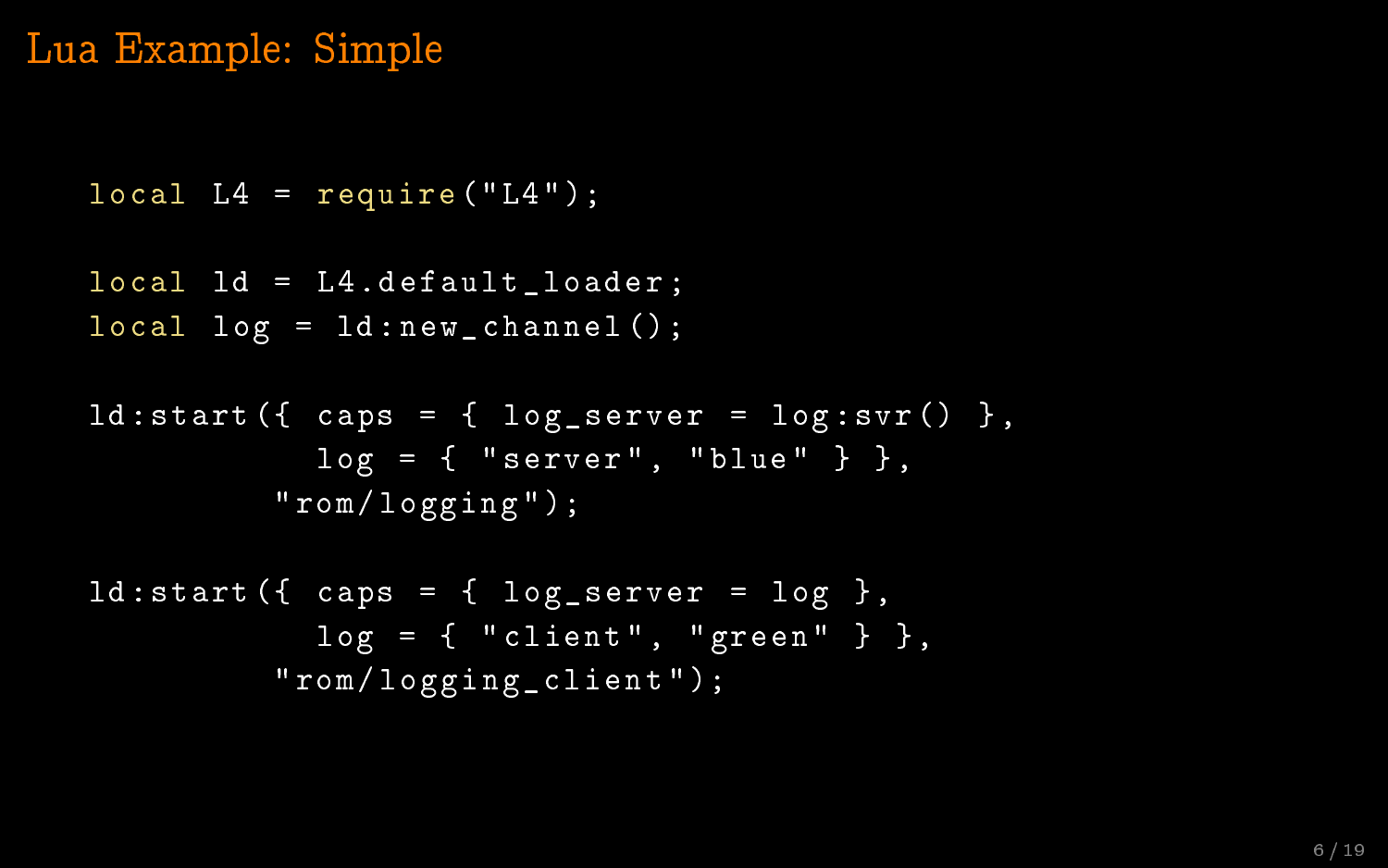# Lua Example: Simple

```lua
local L4 = require("L4");

local ld = L4.default_loader;
local log = ld:new_channel();

ld:start({ caps = { log_server = log:svr() },
           log = { "server", "blue" } },
         "rom/logging");

ld:start({ caps = { log_server = log },
           log = { "client", "green" } },
         "rom/logging_client");
```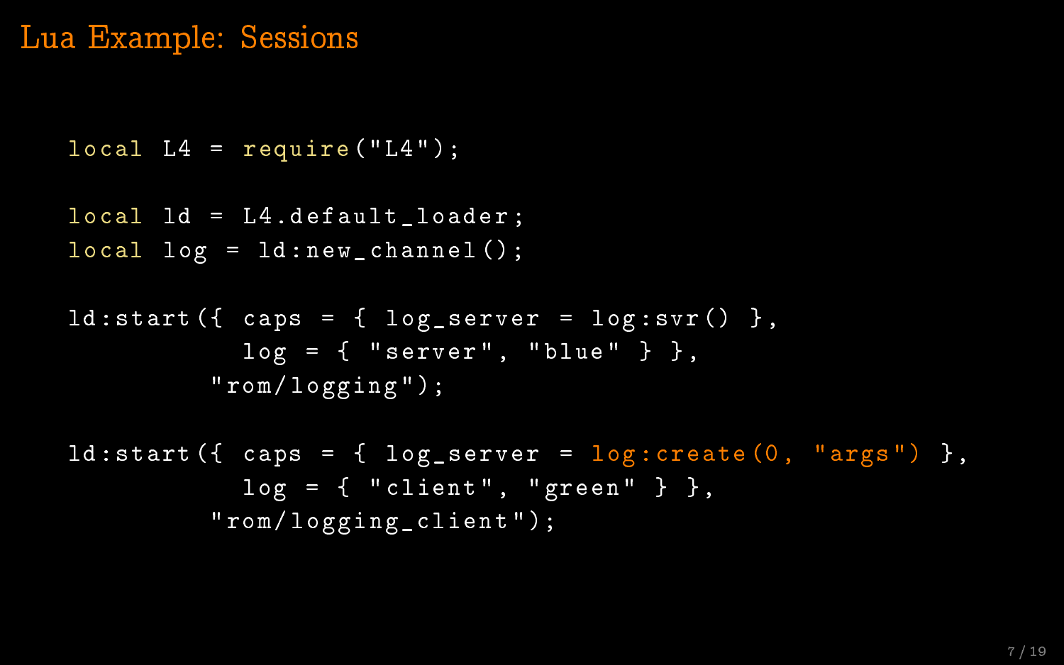# Lua Example: Sessions

```lua
local L4 = require("L4");

local ld = L4.default_loader;
local log = ld:new_channel();

ld:start({ caps = { log_server = log:svr() },
           log = { "server", "blue" } },
         "rom/logging");

ld:start({ caps = { log_server = log:create(0, "args") },
           log = { "client", "green" } },
         "rom/logging_client");
```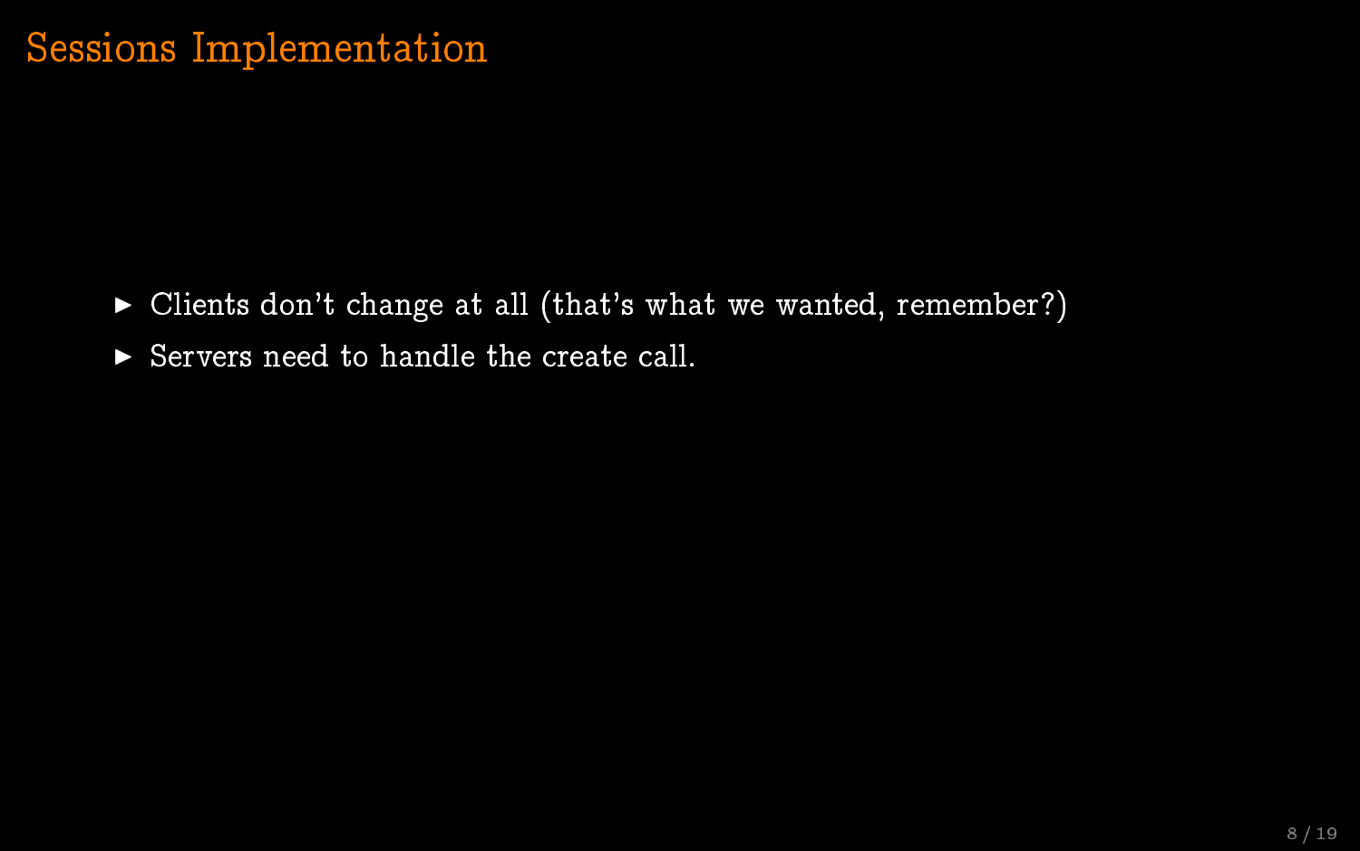# Sessions Implementation

- Clients don't change at all (that's what we wanted, remember?)
- Servers need to handle the create call.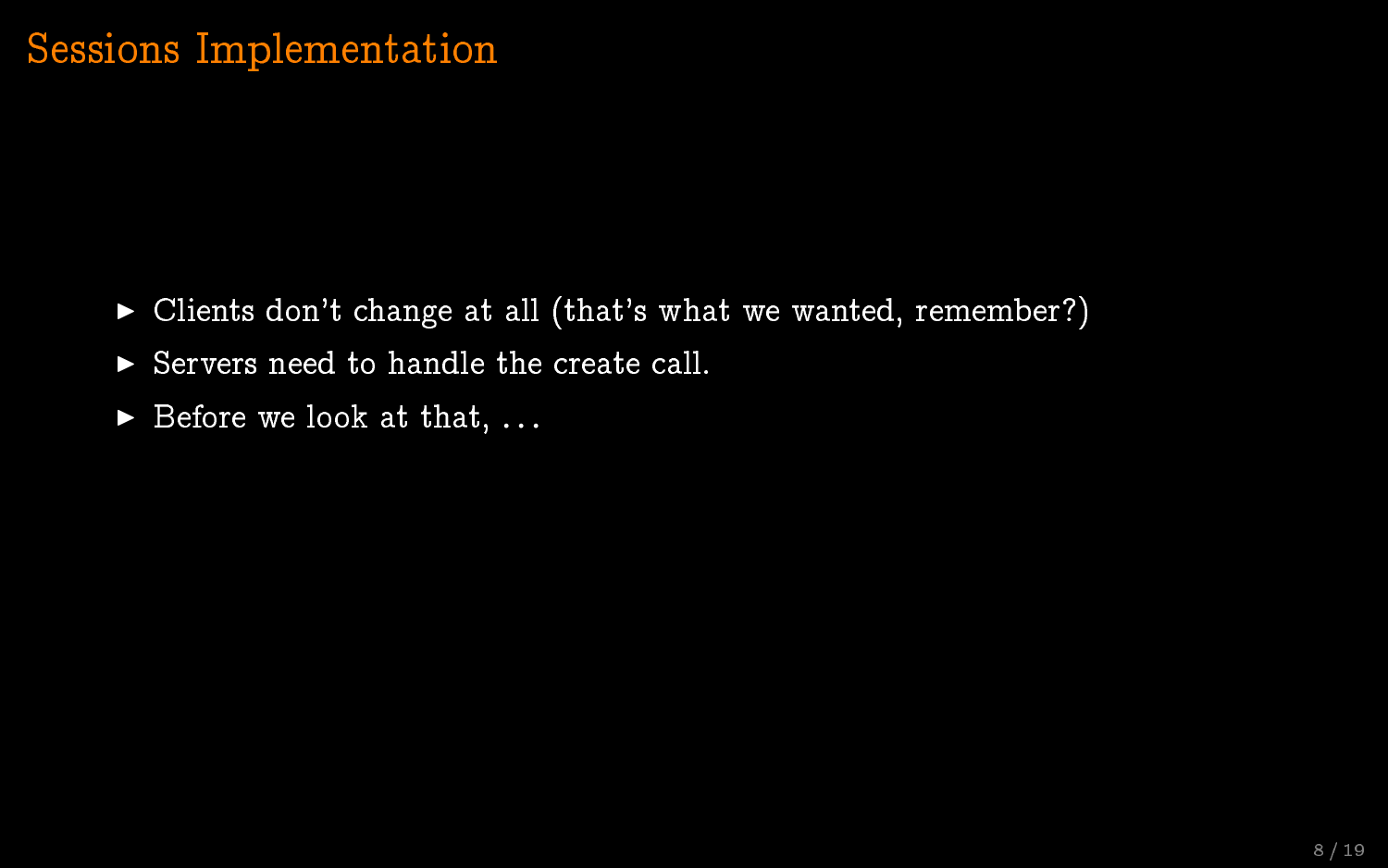# Sessions Implementation

- Clients don't change at all (that's what we wanted, remember?)
- Servers need to handle the create call.
- Before we look at that, ...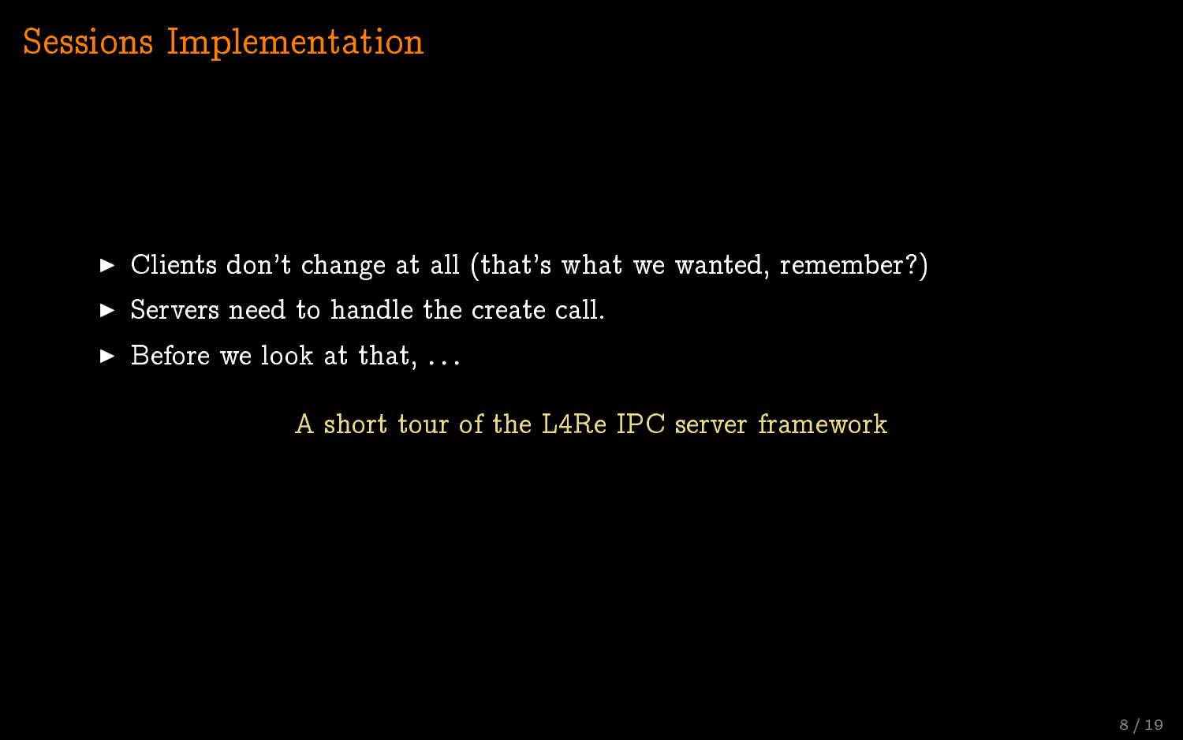# Sessions Implementation

- Clients don't change at all (that's what we wanted, remember?)
- Servers need to handle the create call.
- Before we look at that, ...

A short tour of the L4Re IPC server framework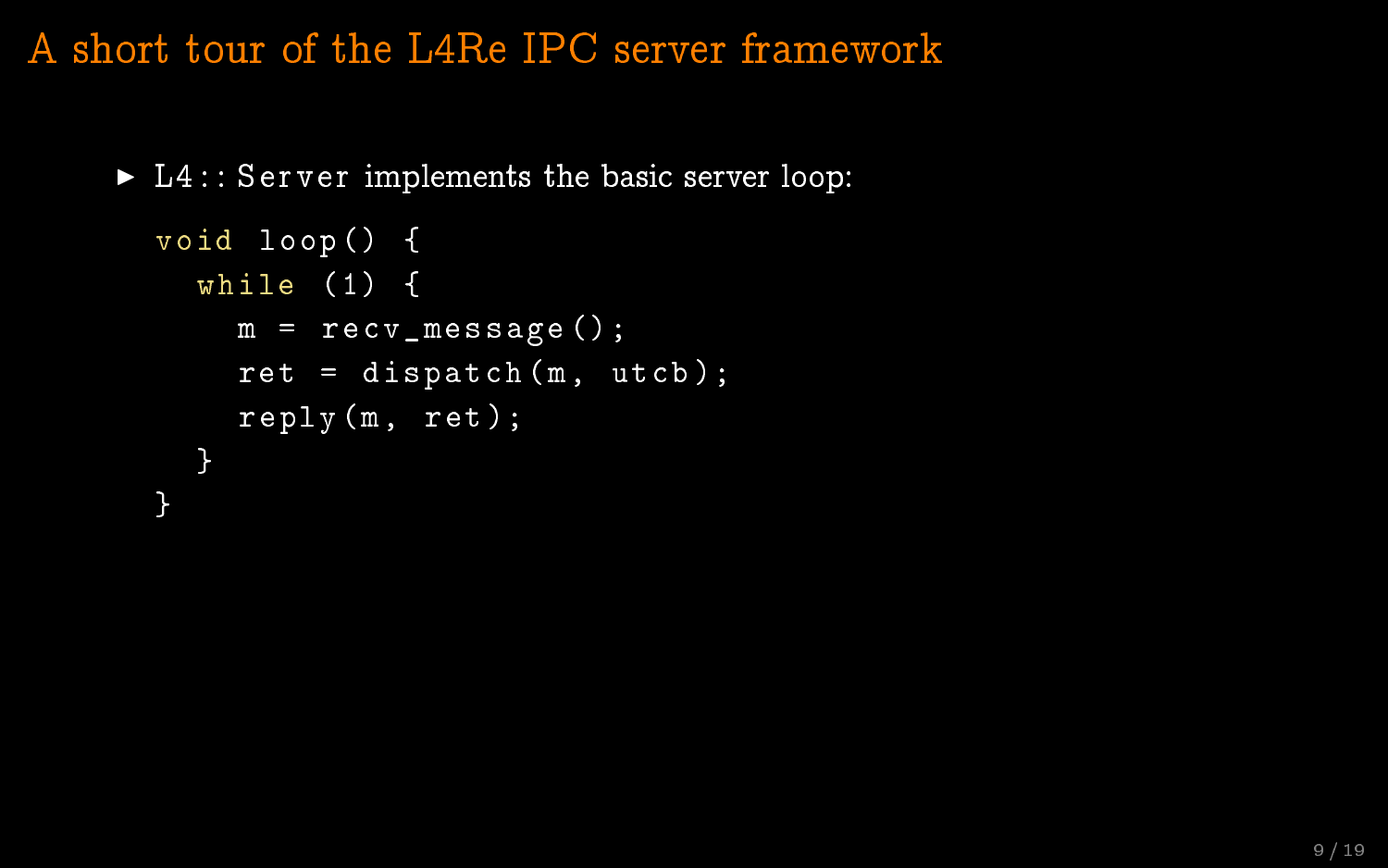# A short tour of the L4Re IPC server framework

- `L4::Server` implements the basic server loop:

```
void loop() {
  while (1) {
    m = recv_message();
    ret = dispatch(m, utcb);
    reply(m, ret);
  }
}
```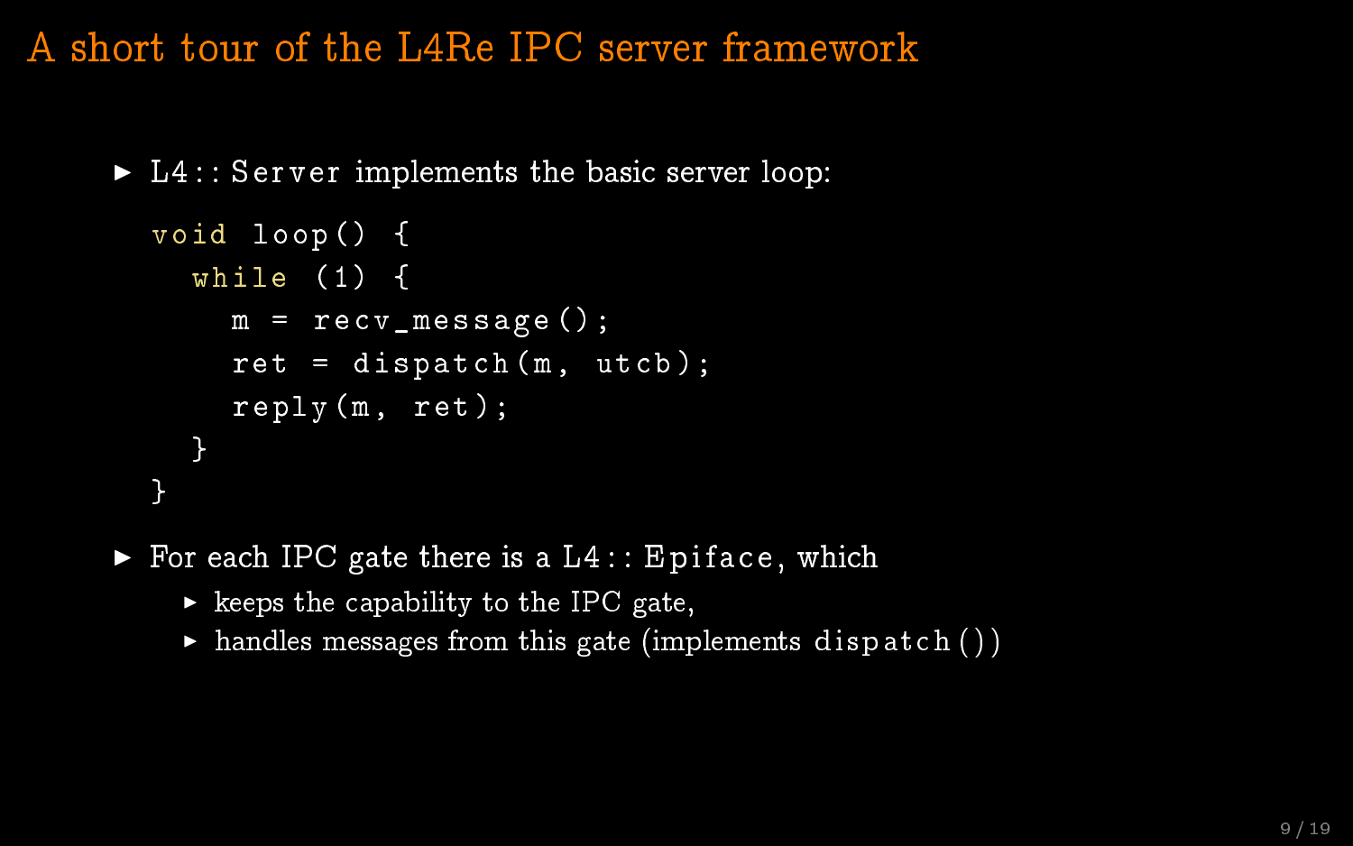# A short tour of the L4Re IPC server framework

- `L4::Server` implements the basic server loop:

```
void loop() {
  while (1) {
    m = recv_message();
    ret = dispatch(m, utcb);
    reply(m, ret);
  }
}
```

- For each IPC gate there is a `L4::Epiface`, which
  - keeps the capability to the IPC gate,
  - handles messages from this gate (implements `dispatch()`)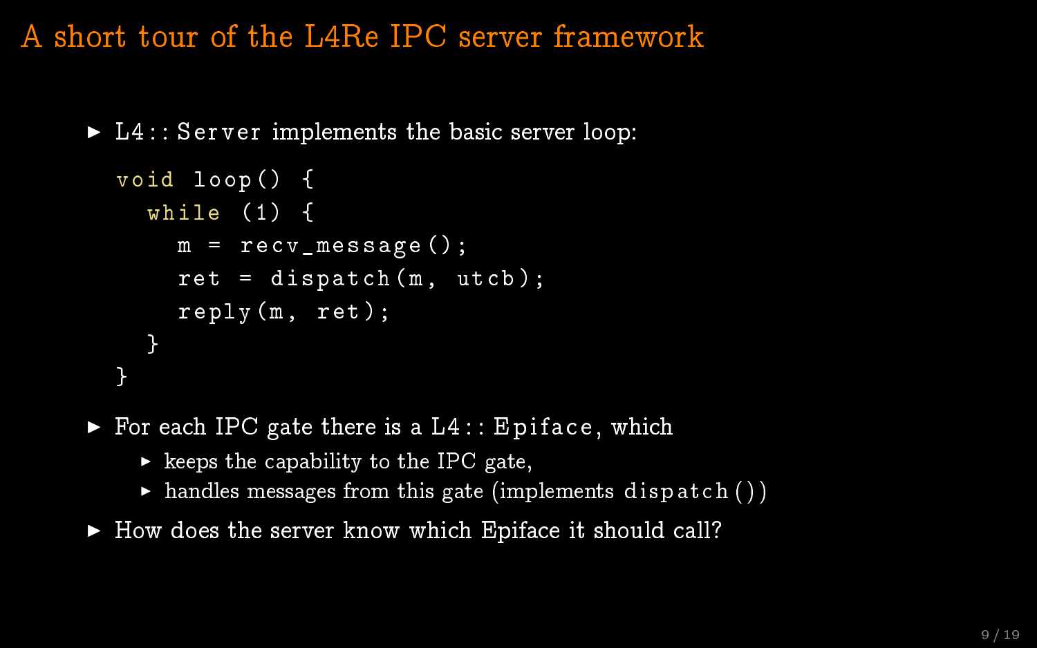# A short tour of the L4Re IPC server framework

- `L4::Server` implements the basic server loop:

```
void loop() {
  while (1) {
    m = recv_message();
    ret = dispatch(m, utcb);
    reply(m, ret);
  }
}
```

- For each IPC gate there is a `L4::Epiface`, which
  - keeps the capability to the IPC gate,
  - handles messages from this gate (implements `dispatch()`)
- How does the server know which Epiface it should call?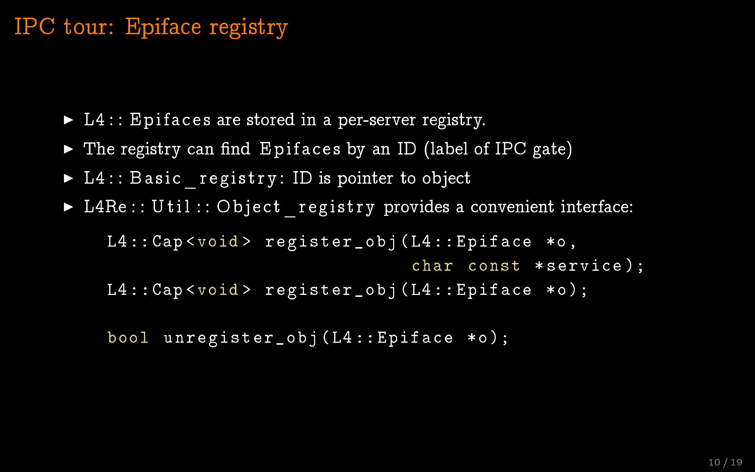# IPC tour: Epiface registry

- `L4::Epiface`s are stored in a per-server registry.
- The registry can find `Epiface`s by an ID (label of IPC gate)
- `L4::Basic_registry`: ID is pointer to object
- `L4Re::Util::Object_registry` provides a convenient interface:

```
L4::Cap<void> register_obj(L4::Epiface *o,
                           char const *service);
L4::Cap<void> register_obj(L4::Epiface *o);

bool unregister_obj(L4::Epiface *o);
```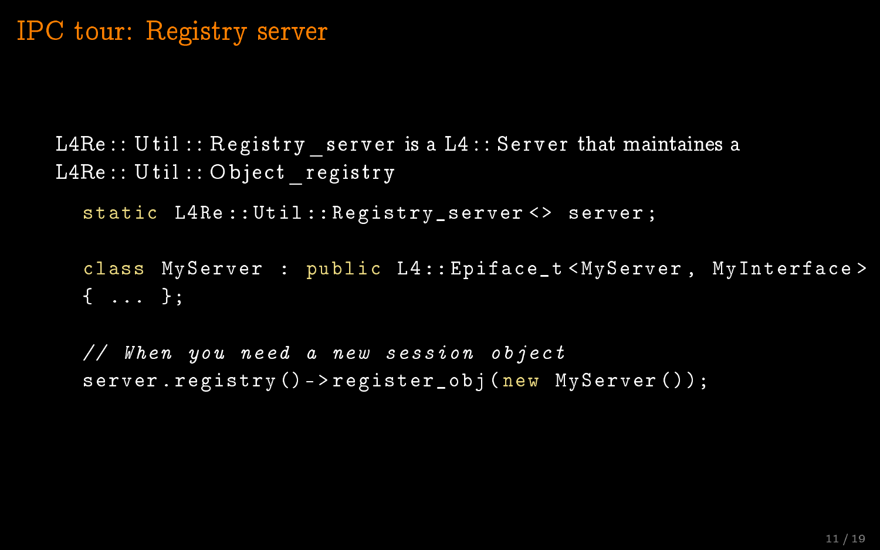# IPC tour: Registry server

L4Re::Util::Registry_server is a L4::Server that maintaines a L4Re::Util::Object_registry

```
static L4Re::Util::Registry_server<> server;

class MyServer : public L4::Epiface_t<MyServer, MyInterface>
{ ... };

// When you need a new session object
server.registry()->register_obj(new MyServer());
```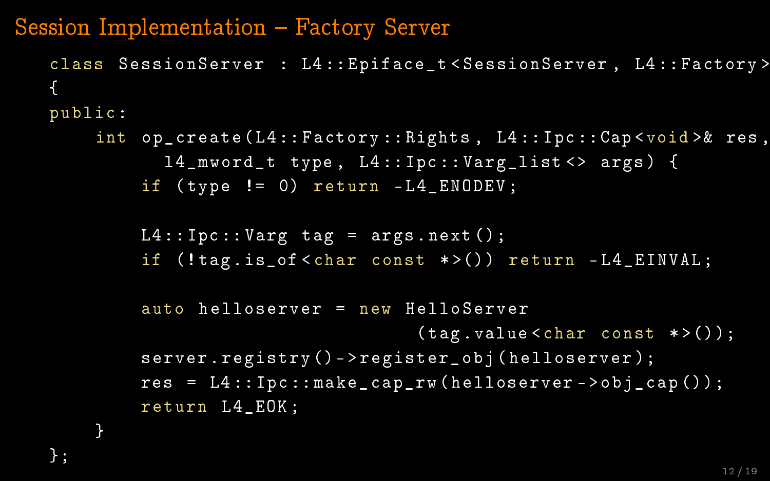# Session Implementation – Factory Server

```
class SessionServer : L4::Epiface_t<SessionServer, L4::Factory>
{
public:
    int op_create(L4::Factory::Rights, L4::Ipc::Cap<void>& res,
        l4_mword_t type, L4::Ipc::Varg_list<> args) {
        if (type != 0) return -L4_ENODEV;

        L4::Ipc::Varg tag = args.next();
        if (!tag.is_of<char const *>()) return -L4_EINVAL;

        auto helloserver = new HelloServer
                                (tag.value<char const *>());
        server.registry()->register_obj(helloserver);
        res = L4::Ipc::make_cap_rw(helloserver->obj_cap());
        return L4_EOK;
    }
};
```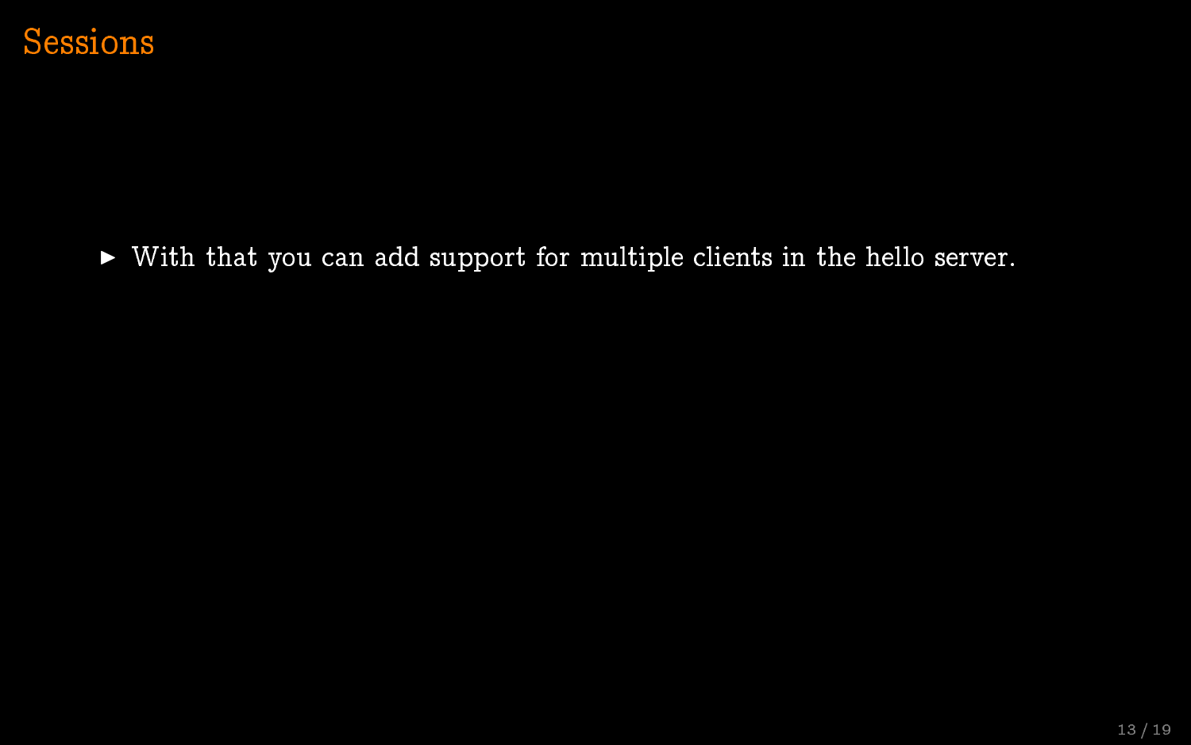# Sessions

- With that you can add support for multiple clients in the hello server.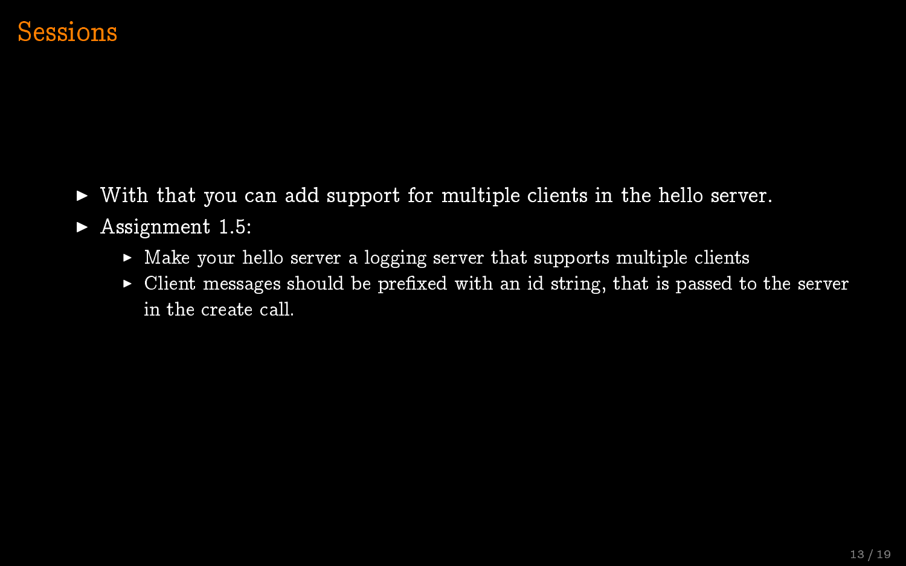# Sessions

- With that you can add support for multiple clients in the hello server.
- Assignment 1.5:
  - Make your hello server a logging server that supports multiple clients
  - Client messages should be prefixed with an id string, that is passed to the server in the create call.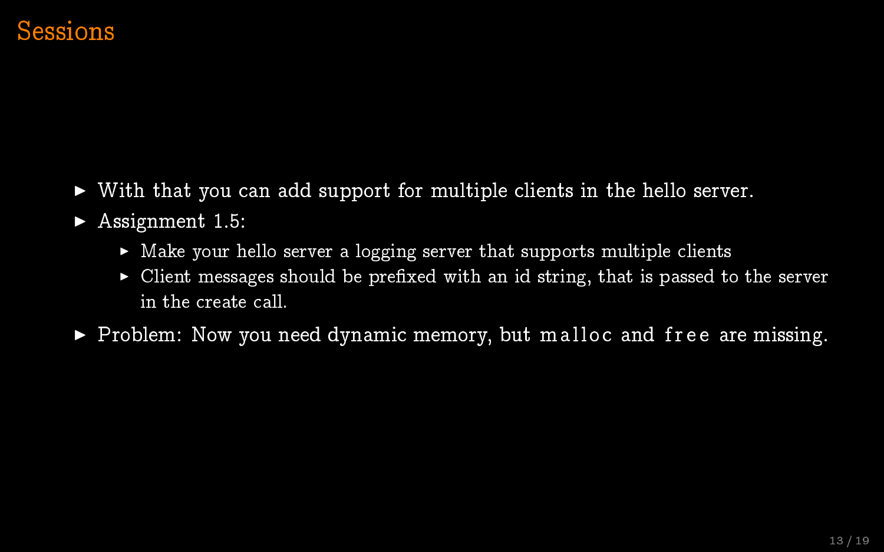# Sessions

- With that you can add support for multiple clients in the hello server.
- Assignment 1.5:
  - Make your hello server a logging server that supports multiple clients
  - Client messages should be prefixed with an id string, that is passed to the server in the create call.
- Problem: Now you need dynamic memory, but `malloc` and `free` are missing.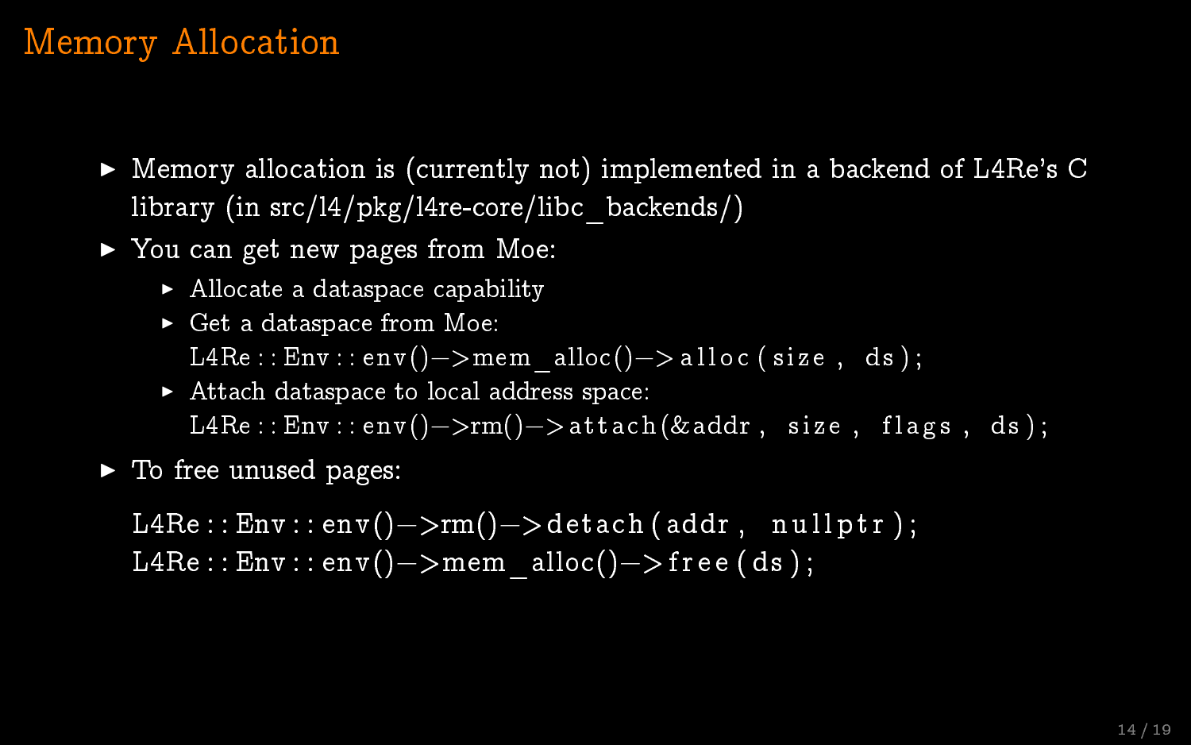# Memory Allocation

- Memory allocation is (currently not) implemented in a backend of L4Re's C library (in src/l4/pkg/l4re-core/libc_backends/)
- You can get new pages from Moe:
  - Allocate a dataspace capability
  - Get a dataspace from Moe:
    ```
    L4Re::Env::env()->mem_alloc()->alloc(size, ds);
    ```
  - Attach dataspace to local address space:
    ```
    L4Re::Env::env()->rm()->attach(&addr, size, flags, ds);
    ```
- To free unused pages:

  ```
  L4Re::Env::env()->rm()->detach(addr, nullptr);
  L4Re::Env::env()->mem_alloc()->free(ds);
  ```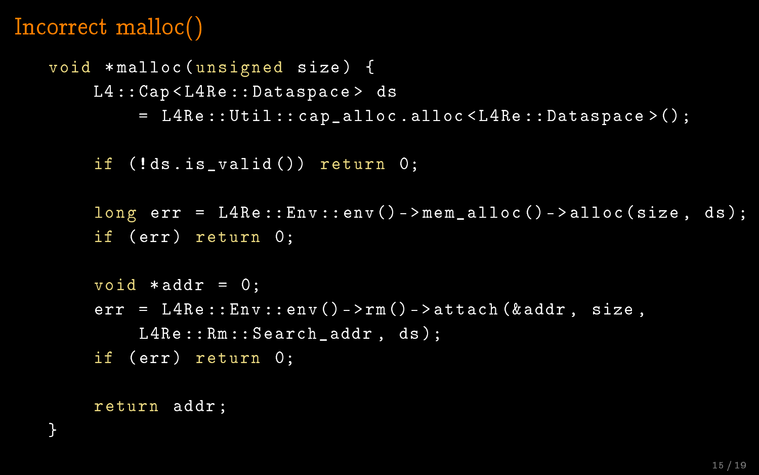# Incorrect malloc()

```
void *malloc(unsigned size) {
    L4::Cap<L4Re::Dataspace> ds
        = L4Re::Util::cap_alloc.alloc<L4Re::Dataspace>();

    if (!ds.is_valid()) return 0;

    long err = L4Re::Env::env()->mem_alloc()->alloc(size, ds);
    if (err) return 0;

    void *addr = 0;
    err = L4Re::Env::env()->rm()->attach(&addr, size,
        L4Re::Rm::Search_addr, ds);
    if (err) return 0;

    return addr;
}
```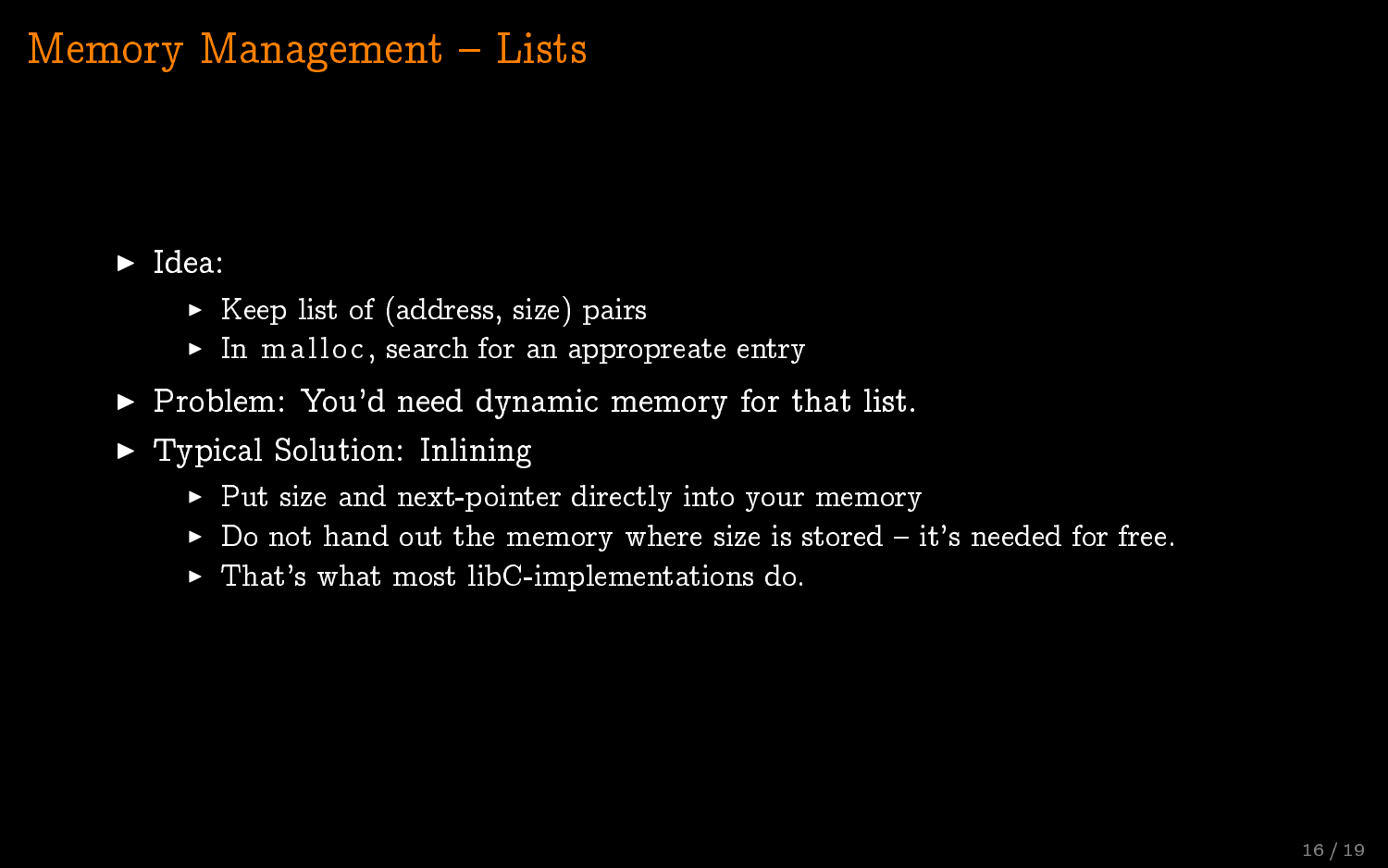# Memory Management – Lists

- Idea:
  - Keep list of (address, size) pairs
  - In `malloc`, search for an appropreate entry
- Problem: You'd need dynamic memory for that list.
- Typical Solution: Inlining
  - Put size and next-pointer directly into your memory
  - Do not hand out the memory where size is stored – it's needed for free.
  - That's what most libC-implementations do.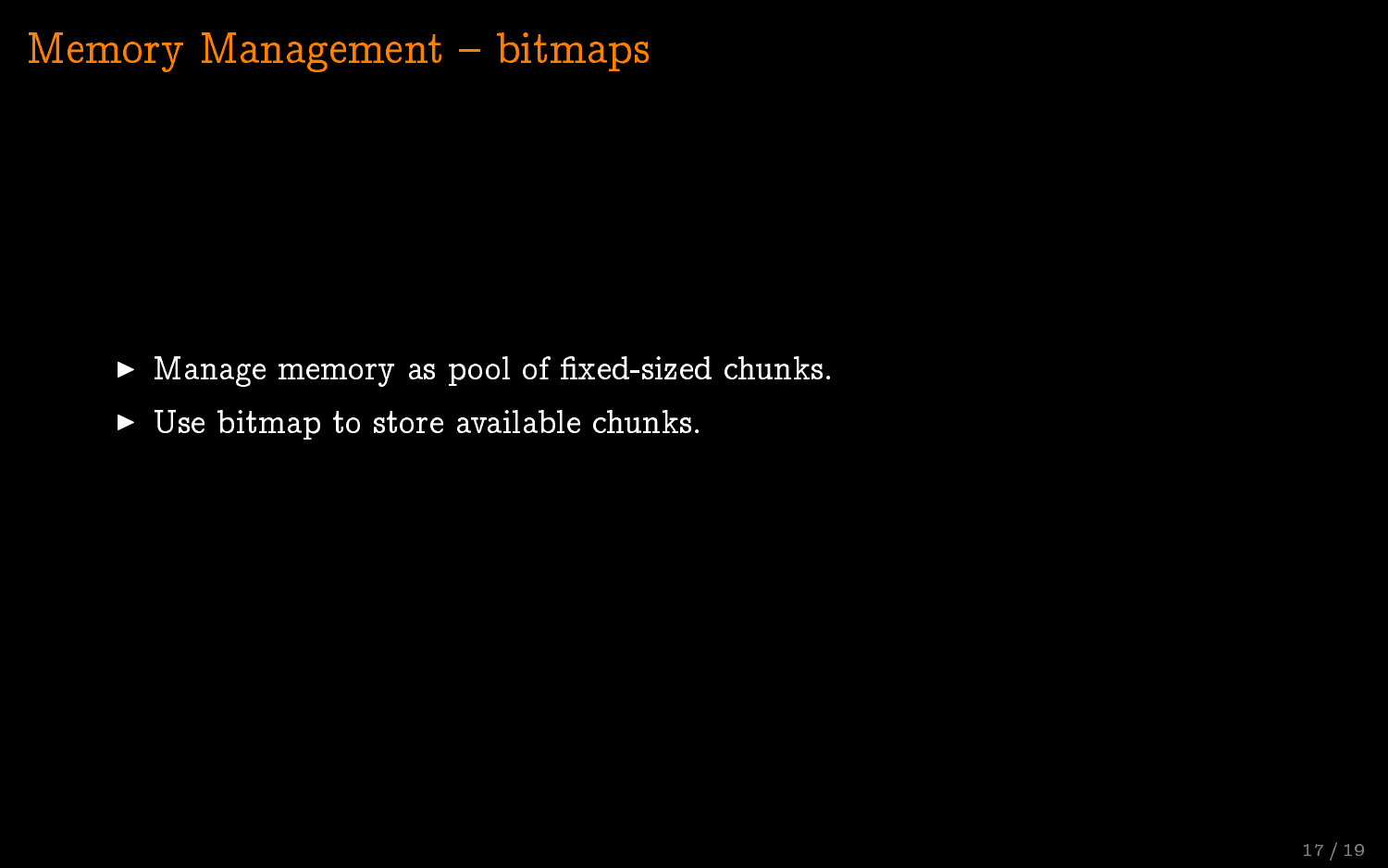# Memory Management – bitmaps

- Manage memory as pool of fixed-sized chunks.
- Use bitmap to store available chunks.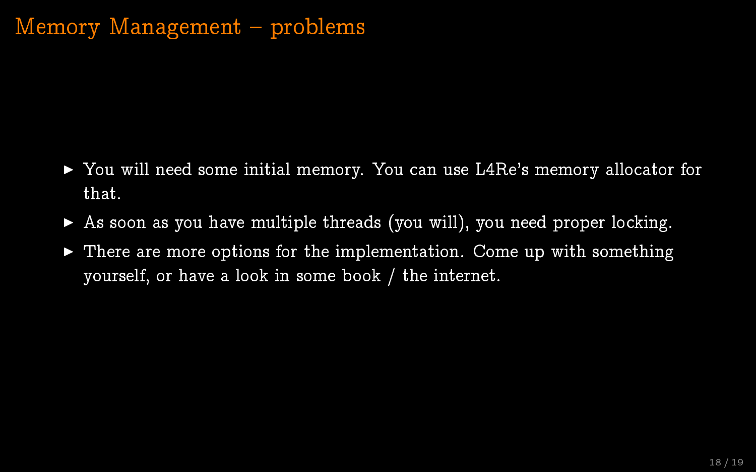# Memory Management – problems

- You will need some initial memory. You can use L4Re's memory allocator for that.
- As soon as you have multiple threads (you will), you need proper locking.
- There are more options for the implementation. Come up with something yourself, or have a look in some book / the internet.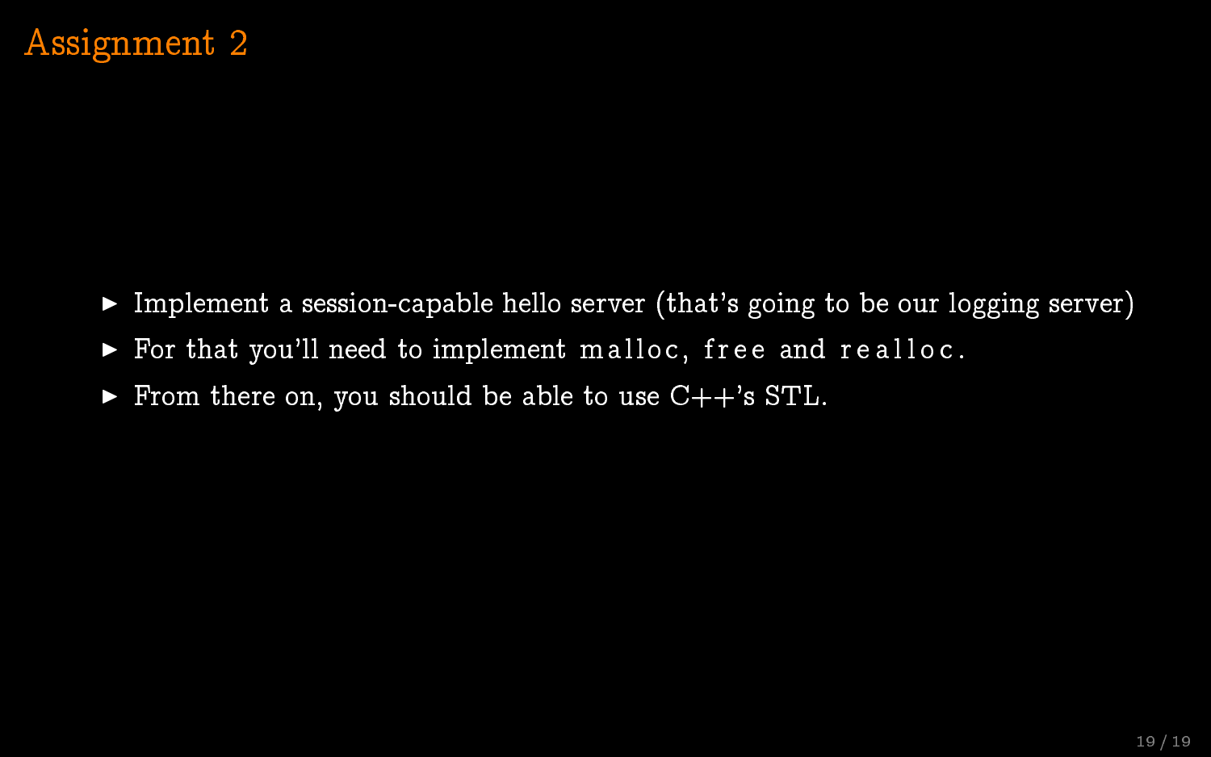# Assignment 2

- Implement a session-capable hello server (that's going to be our logging server)
- For that you'll need to implement `malloc`, `free` and `realloc`.
- From there on, you should be able to use C++'s STL.